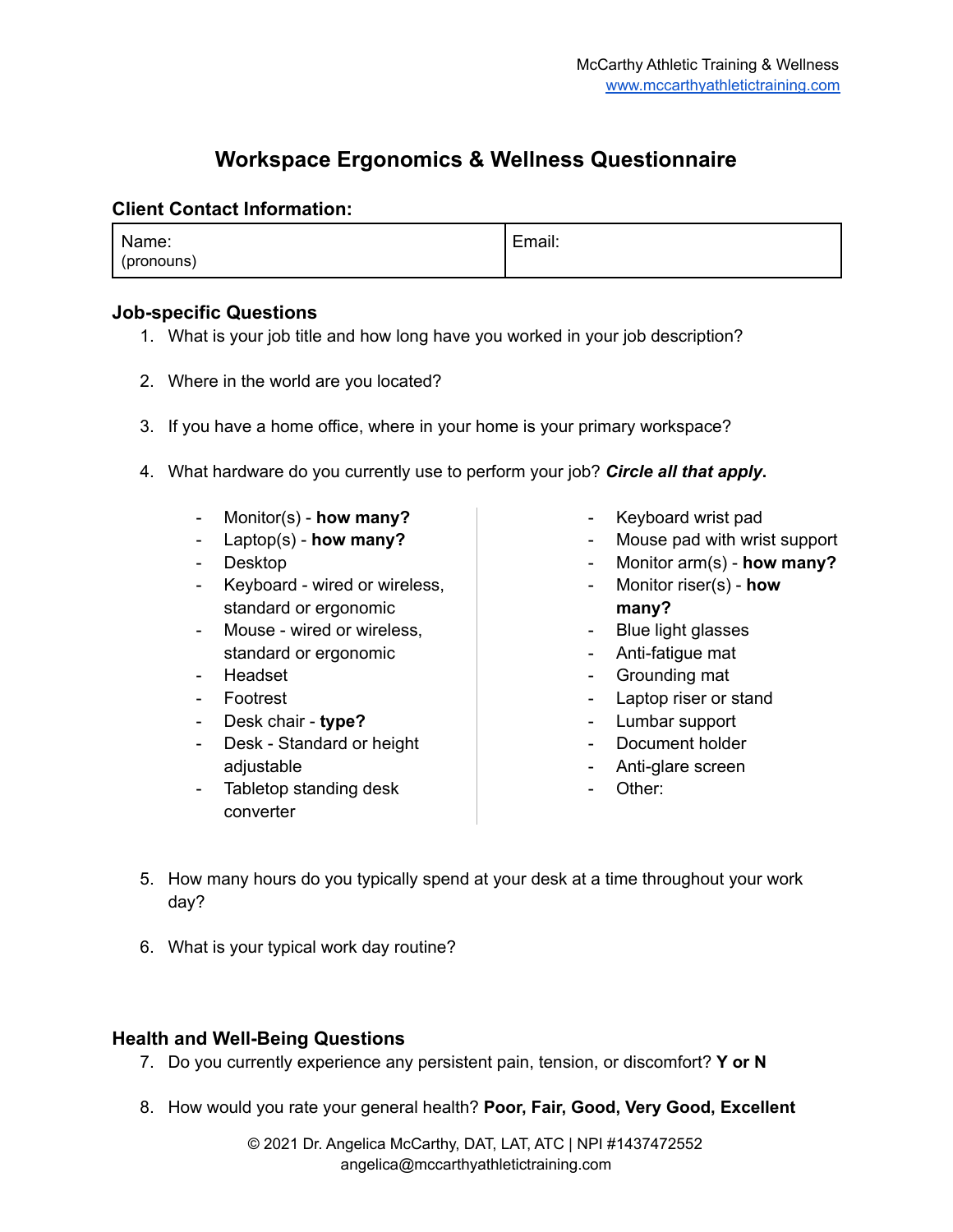McCarthy Athletic Training & Wellness
www.mccarthyathletictraining.com

# Workspace Ergonomics & Wellness Questionnaire

## Client Contact Information:

| Name: (pronouns) | Email: |
| --- | --- |

## Job-specific Questions

1. What is your job title and how long have you worked in your job description?

2. Where in the world are you located?

3. If you have a home office, where in your home is your primary workspace?

4. What hardware do you currently use to perform your job? ***Circle all that apply*.**

   - Monitor(s) - **how many?**
   - Laptop(s) - **how many?**
   - Desktop
   - Keyboard - wired or wireless, standard or ergonomic
   - Mouse - wired or wireless, standard or ergonomic
   - Headset
   - Footrest
   - Desk chair - **type?**
   - Desk - Standard or height adjustable
   - Tabletop standing desk converter
   - Keyboard wrist pad
   - Mouse pad with wrist support
   - Monitor arm(s) - **how many?**
   - Monitor riser(s) - **how many?**
   - Blue light glasses
   - Anti-fatigue mat
   - Grounding mat
   - Laptop riser or stand
   - Lumbar support
   - Document holder
   - Anti-glare screen
   - Other:

5. How many hours do you typically spend at your desk at a time throughout your work day?

6. What is your typical work day routine?

## Health and Well-Being Questions

7. Do you currently experience any persistent pain, tension, or discomfort? **Y or N**

8. How would you rate your general health? **Poor, Fair, Good, Very Good, Excellent**

© 2021 Dr. Angelica McCarthy, DAT, LAT, ATC | NPI #1437472552
angelica@mccarthyathletictraining.com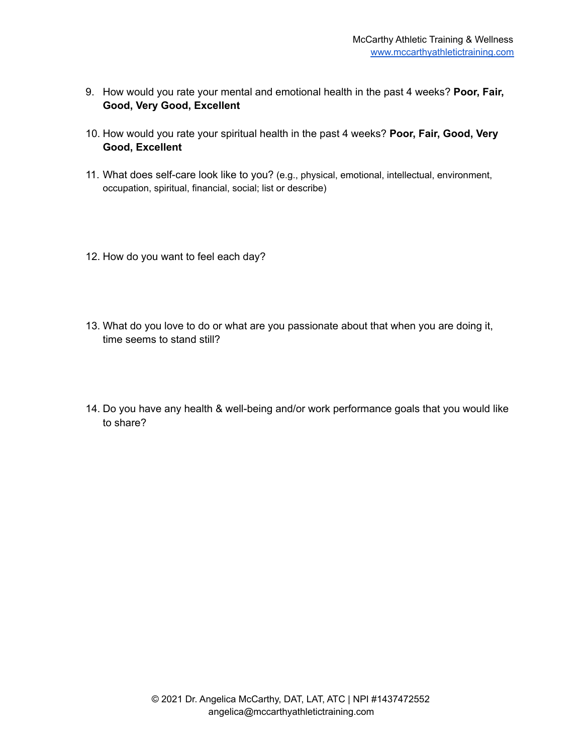9. How would you rate your mental and emotional health in the past 4 weeks? **Poor, Fair, Good, Very Good, Excellent**

10. How would you rate your spiritual health in the past 4 weeks? **Poor, Fair, Good, Very Good, Excellent**

11. What does self-care look like to you? (e.g., physical, emotional, intellectual, environment, occupation, spiritual, financial, social; list or describe)

12. How do you want to feel each day?

13. What do you love to do or what are you passionate about that when you are doing it, time seems to stand still?

14. Do you have any health & well-being and/or work performance goals that you would like to share?